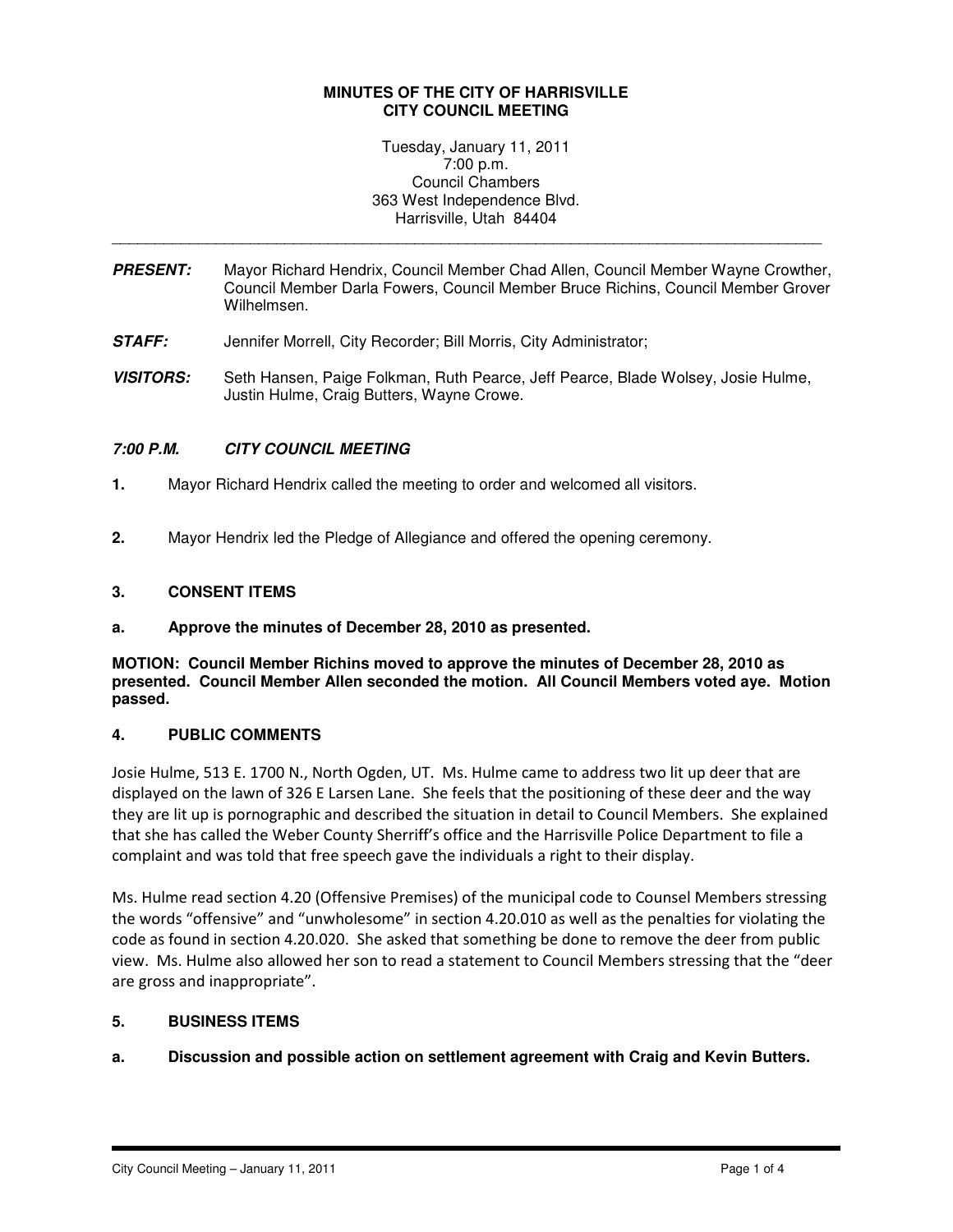**MINUTES OF THE CITY OF HARRISVILLE**
**CITY COUNCIL MEETING**

Tuesday, January 11, 2011
7:00 p.m.
Council Chambers
363 West Independence Blvd.
Harrisville, Utah 84404

---

***PRESENT:*** Mayor Richard Hendrix, Council Member Chad Allen, Council Member Wayne Crowther, Council Member Darla Fowers, Council Member Bruce Richins, Council Member Grover Wilhelmsen.

***STAFF:*** Jennifer Morrell, City Recorder; Bill Morris, City Administrator;

***VISITORS:*** Seth Hansen, Paige Folkman, Ruth Pearce, Jeff Pearce, Blade Wolsey, Josie Hulme, Justin Hulme, Craig Butters, Wayne Crowe.

***7:00 P.M. CITY COUNCIL MEETING***

**1.** Mayor Richard Hendrix called the meeting to order and welcomed all visitors.

**2.** Mayor Hendrix led the Pledge of Allegiance and offered the opening ceremony.

**3. CONSENT ITEMS**

**a. Approve the minutes of December 28, 2010 as presented.**

**MOTION: Council Member Richins moved to approve the minutes of December 28, 2010 as presented. Council Member Allen seconded the motion. All Council Members voted aye. Motion passed.**

**4. PUBLIC COMMENTS**

Josie Hulme, 513 E. 1700 N., North Ogden, UT. Ms. Hulme came to address two lit up deer that are displayed on the lawn of 326 E Larsen Lane. She feels that the positioning of these deer and the way they are lit up is pornographic and described the situation in detail to Council Members. She explained that she has called the Weber County Sherriff's office and the Harrisville Police Department to file a complaint and was told that free speech gave the individuals a right to their display.

Ms. Hulme read section 4.20 (Offensive Premises) of the municipal code to Counsel Members stressing the words "offensive" and "unwholesome" in section 4.20.010 as well as the penalties for violating the code as found in section 4.20.020. She asked that something be done to remove the deer from public view. Ms. Hulme also allowed her son to read a statement to Council Members stressing that the "deer are gross and inappropriate".

**5. BUSINESS ITEMS**

**a. Discussion and possible action on settlement agreement with Craig and Kevin Butters.**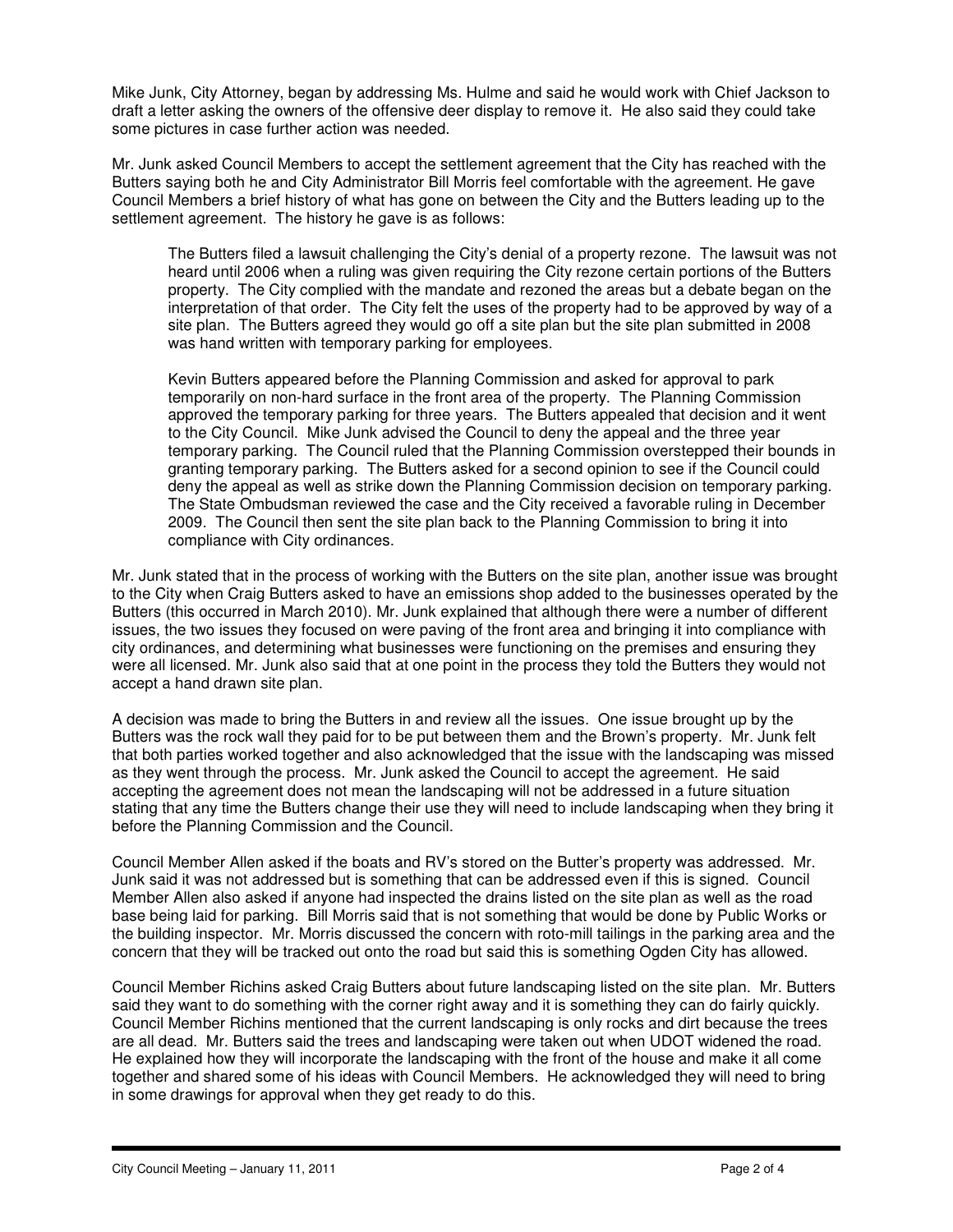Mike Junk, City Attorney, began by addressing Ms. Hulme and said he would work with Chief Jackson to draft a letter asking the owners of the offensive deer display to remove it. He also said they could take some pictures in case further action was needed.

Mr. Junk asked Council Members to accept the settlement agreement that the City has reached with the Butters saying both he and City Administrator Bill Morris feel comfortable with the agreement. He gave Council Members a brief history of what has gone on between the City and the Butters leading up to the settlement agreement. The history he gave is as follows:

> The Butters filed a lawsuit challenging the City's denial of a property rezone. The lawsuit was not heard until 2006 when a ruling was given requiring the City rezone certain portions of the Butters property. The City complied with the mandate and rezoned the areas but a debate began on the interpretation of that order. The City felt the uses of the property had to be approved by way of a site plan. The Butters agreed they would go off a site plan but the site plan submitted in 2008 was hand written with temporary parking for employees.
>
> Kevin Butters appeared before the Planning Commission and asked for approval to park temporarily on non-hard surface in the front area of the property. The Planning Commission approved the temporary parking for three years. The Butters appealed that decision and it went to the City Council. Mike Junk advised the Council to deny the appeal and the three year temporary parking. The Council ruled that the Planning Commission overstepped their bounds in granting temporary parking. The Butters asked for a second opinion to see if the Council could deny the appeal as well as strike down the Planning Commission decision on temporary parking. The State Ombudsman reviewed the case and the City received a favorable ruling in December 2009. The Council then sent the site plan back to the Planning Commission to bring it into compliance with City ordinances.

Mr. Junk stated that in the process of working with the Butters on the site plan, another issue was brought to the City when Craig Butters asked to have an emissions shop added to the businesses operated by the Butters (this occurred in March 2010). Mr. Junk explained that although there were a number of different issues, the two issues they focused on were paving of the front area and bringing it into compliance with city ordinances, and determining what businesses were functioning on the premises and ensuring they were all licensed. Mr. Junk also said that at one point in the process they told the Butters they would not accept a hand drawn site plan.

A decision was made to bring the Butters in and review all the issues. One issue brought up by the Butters was the rock wall they paid for to be put between them and the Brown's property. Mr. Junk felt that both parties worked together and also acknowledged that the issue with the landscaping was missed as they went through the process. Mr. Junk asked the Council to accept the agreement. He said accepting the agreement does not mean the landscaping will not be addressed in a future situation stating that any time the Butters change their use they will need to include landscaping when they bring it before the Planning Commission and the Council.

Council Member Allen asked if the boats and RV's stored on the Butter's property was addressed. Mr. Junk said it was not addressed but is something that can be addressed even if this is signed. Council Member Allen also asked if anyone had inspected the drains listed on the site plan as well as the road base being laid for parking. Bill Morris said that is not something that would be done by Public Works or the building inspector. Mr. Morris discussed the concern with roto-mill tailings in the parking area and the concern that they will be tracked out onto the road but said this is something Ogden City has allowed.

Council Member Richins asked Craig Butters about future landscaping listed on the site plan. Mr. Butters said they want to do something with the corner right away and it is something they can do fairly quickly. Council Member Richins mentioned that the current landscaping is only rocks and dirt because the trees are all dead. Mr. Butters said the trees and landscaping were taken out when UDOT widened the road. He explained how they will incorporate the landscaping with the front of the house and make it all come together and shared some of his ideas with Council Members. He acknowledged they will need to bring in some drawings for approval when they get ready to do this.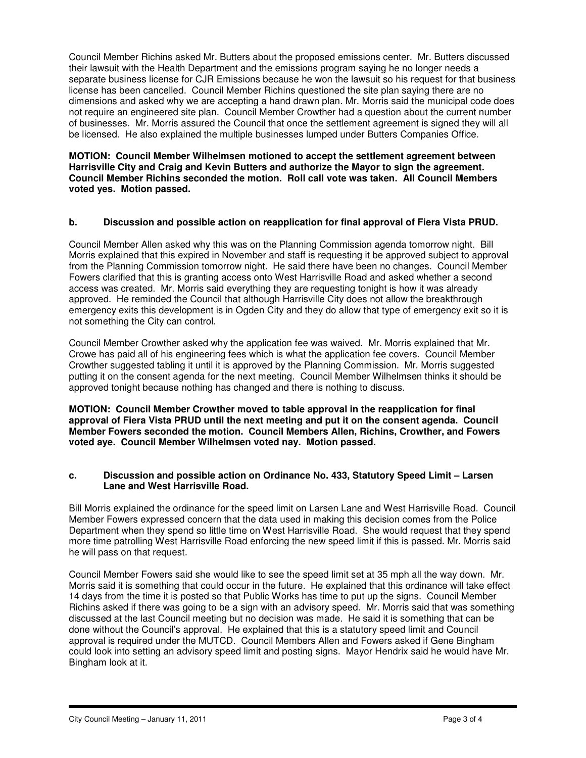Council Member Richins asked Mr. Butters about the proposed emissions center. Mr. Butters discussed their lawsuit with the Health Department and the emissions program saying he no longer needs a separate business license for CJR Emissions because he won the lawsuit so his request for that business license has been cancelled. Council Member Richins questioned the site plan saying there are no dimensions and asked why we are accepting a hand drawn plan. Mr. Morris said the municipal code does not require an engineered site plan. Council Member Crowther had a question about the current number of businesses. Mr. Morris assured the Council that once the settlement agreement is signed they will all be licensed. He also explained the multiple businesses lumped under Butters Companies Office.

**MOTION: Council Member Wilhelmsen motioned to accept the settlement agreement between Harrisville City and Craig and Kevin Butters and authorize the Mayor to sign the agreement. Council Member Richins seconded the motion. Roll call vote was taken. All Council Members voted yes. Motion passed.**

**b. Discussion and possible action on reapplication for final approval of Fiera Vista PRUD.**

Council Member Allen asked why this was on the Planning Commission agenda tomorrow night. Bill Morris explained that this expired in November and staff is requesting it be approved subject to approval from the Planning Commission tomorrow night. He said there have been no changes. Council Member Fowers clarified that this is granting access onto West Harrisville Road and asked whether a second access was created. Mr. Morris said everything they are requesting tonight is how it was already approved. He reminded the Council that although Harrisville City does not allow the breakthrough emergency exits this development is in Ogden City and they do allow that type of emergency exit so it is not something the City can control.

Council Member Crowther asked why the application fee was waived. Mr. Morris explained that Mr. Crowe has paid all of his engineering fees which is what the application fee covers. Council Member Crowther suggested tabling it until it is approved by the Planning Commission. Mr. Morris suggested putting it on the consent agenda for the next meeting. Council Member Wilhelmsen thinks it should be approved tonight because nothing has changed and there is nothing to discuss.

**MOTION: Council Member Crowther moved to table approval in the reapplication for final approval of Fiera Vista PRUD until the next meeting and put it on the consent agenda. Council Member Fowers seconded the motion. Council Members Allen, Richins, Crowther, and Fowers voted aye. Council Member Wilhelmsen voted nay. Motion passed.**

**c. Discussion and possible action on Ordinance No. 433, Statutory Speed Limit – Larsen Lane and West Harrisville Road.**

Bill Morris explained the ordinance for the speed limit on Larsen Lane and West Harrisville Road. Council Member Fowers expressed concern that the data used in making this decision comes from the Police Department when they spend so little time on West Harrisville Road. She would request that they spend more time patrolling West Harrisville Road enforcing the new speed limit if this is passed. Mr. Morris said he will pass on that request.

Council Member Fowers said she would like to see the speed limit set at 35 mph all the way down. Mr. Morris said it is something that could occur in the future. He explained that this ordinance will take effect 14 days from the time it is posted so that Public Works has time to put up the signs. Council Member Richins asked if there was going to be a sign with an advisory speed. Mr. Morris said that was something discussed at the last Council meeting but no decision was made. He said it is something that can be done without the Council's approval. He explained that this is a statutory speed limit and Council approval is required under the MUTCD. Council Members Allen and Fowers asked if Gene Bingham could look into setting an advisory speed limit and posting signs. Mayor Hendrix said he would have Mr. Bingham look at it.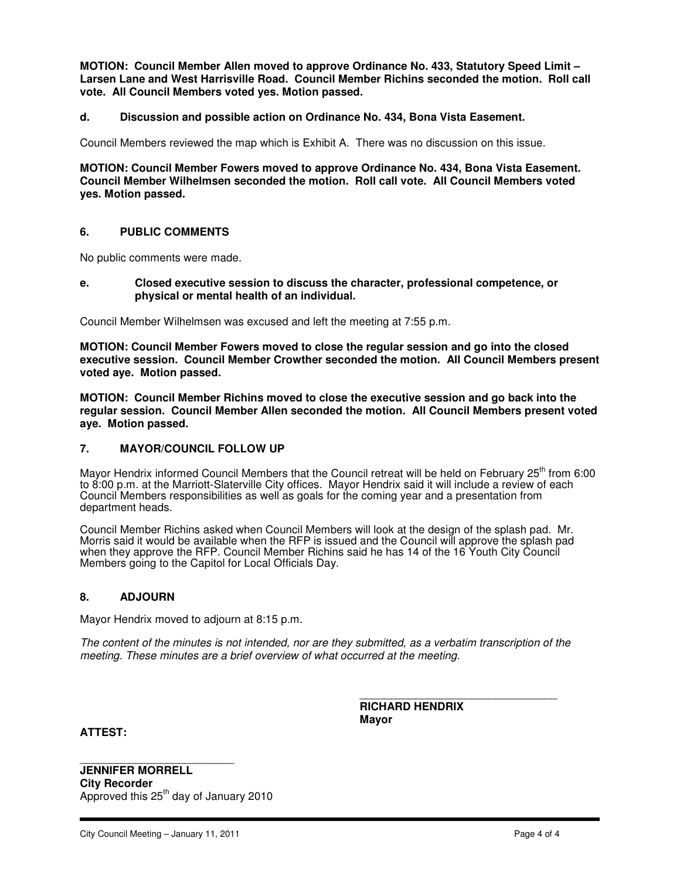**MOTION: Council Member Allen moved to approve Ordinance No. 433, Statutory Speed Limit – Larsen Lane and West Harrisville Road. Council Member Richins seconded the motion. Roll call vote. All Council Members voted yes. Motion passed.**

**d. Discussion and possible action on Ordinance No. 434, Bona Vista Easement.**

Council Members reviewed the map which is Exhibit A. There was no discussion on this issue.

**MOTION: Council Member Fowers moved to approve Ordinance No. 434, Bona Vista Easement. Council Member Wilhelmsen seconded the motion. Roll call vote. All Council Members voted yes. Motion passed.**

## 6. PUBLIC COMMENTS

No public comments were made.

**e. Closed executive session to discuss the character, professional competence, or physical or mental health of an individual.**

Council Member Wilhelmsen was excused and left the meeting at 7:55 p.m.

**MOTION: Council Member Fowers moved to close the regular session and go into the closed executive session. Council Member Crowther seconded the motion. All Council Members present voted aye. Motion passed.**

**MOTION: Council Member Richins moved to close the executive session and go back into the regular session. Council Member Allen seconded the motion. All Council Members present voted aye. Motion passed.**

## 7. MAYOR/COUNCIL FOLLOW UP

Mayor Hendrix informed Council Members that the Council retreat will be held on February 25th from 6:00 to 8:00 p.m. at the Marriott-Slaterville City offices. Mayor Hendrix said it will include a review of each Council Members responsibilities as well as goals for the coming year and a presentation from department heads.

Council Member Richins asked when Council Members will look at the design of the splash pad. Mr. Morris said it would be available when the RFP is issued and the Council will approve the splash pad when they approve the RFP. Council Member Richins said he has 14 of the 16 Youth City Council Members going to the Capitol for Local Officials Day.

## 8. ADJOURN

Mayor Hendrix moved to adjourn at 8:15 p.m.

*The content of the minutes is not intended, nor are they submitted, as a verbatim transcription of the meeting. These minutes are a brief overview of what occurred at the meeting.*

\_\_\_\_\_\_\_\_\_\_\_\_\_\_\_\_\_\_\_\_\_\_\_\_\_\_\_\_\_\_\_\_

**RICHARD HENDRIX**
**Mayor**

**ATTEST:**

\_\_\_\_\_\_\_\_\_\_\_\_\_\_\_\_\_\_\_\_\_\_\_\_\_\_

**JENNIFER MORRELL**
**City Recorder**
Approved this 25th day of January 2010